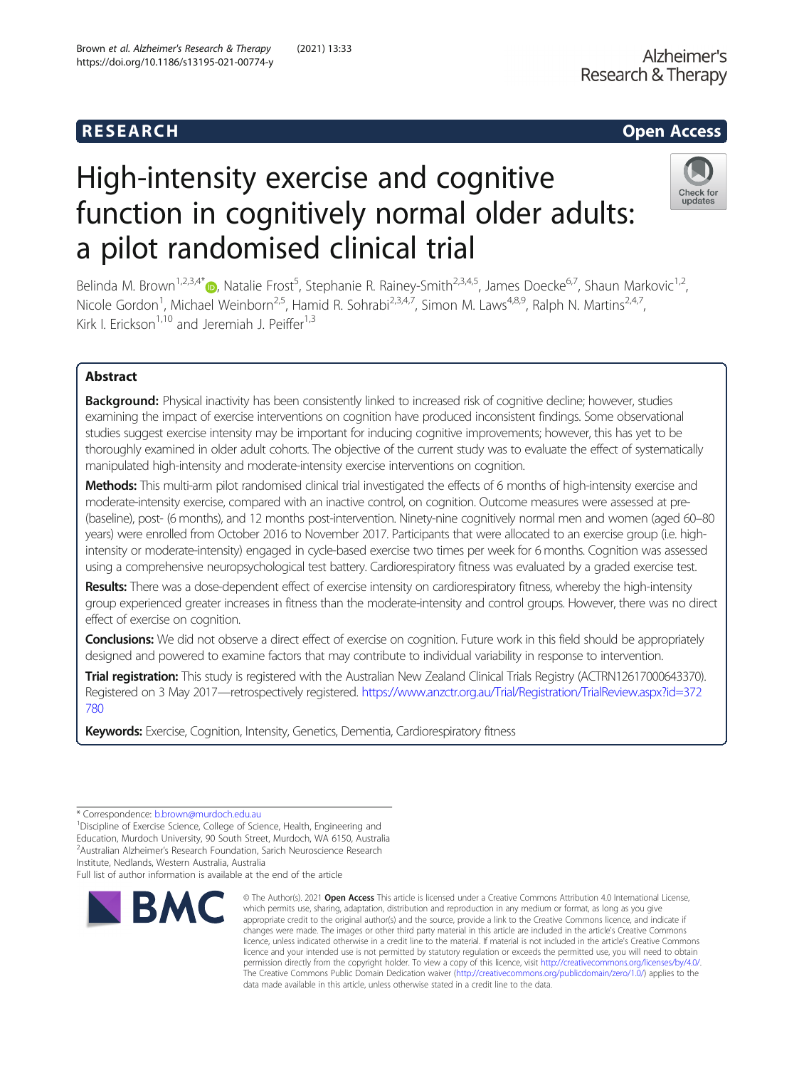RESEARCH

Open Access

# High-intensity exercise and cognitive function in cognitively normal older adults: a pilot randomised clinical trial

Belinda M. Brown[1,2,3,4*], Natalie Frost[5], Stephanie R. Rainey-Smith[2,3,4,5], James Doecke[6,7], Shaun Markovic[1,2], Nicole Gordon[1], Michael Weinborn[2,5], Hamid R. Sohrabi[2,3,4,7], Simon M. Laws[4,8,9], Ralph N. Martins[2,4,7], Kirk I. Erickson[1,10] and Jeremiah J. Peiffer[1,3]

## Abstract

**Background:** Physical inactivity has been consistently linked to increased risk of cognitive decline; however, studies examining the impact of exercise interventions on cognition have produced inconsistent findings. Some observational studies suggest exercise intensity may be important for inducing cognitive improvements; however, this has yet to be thoroughly examined in older adult cohorts. The objective of the current study was to evaluate the effect of systematically manipulated high-intensity and moderate-intensity exercise interventions on cognition.

**Methods:** This multi-arm pilot randomised clinical trial investigated the effects of 6 months of high-intensity exercise and moderate-intensity exercise, compared with an inactive control, on cognition. Outcome measures were assessed at pre- (baseline), post- (6 months), and 12 months post-intervention. Ninety-nine cognitively normal men and women (aged 60–80 years) were enrolled from October 2016 to November 2017. Participants that were allocated to an exercise group (i.e. high-intensity or moderate-intensity) engaged in cycle-based exercise two times per week for 6 months. Cognition was assessed using a comprehensive neuropsychological test battery. Cardiorespiratory fitness was evaluated by a graded exercise test.

**Results:** There was a dose-dependent effect of exercise intensity on cardiorespiratory fitness, whereby the high-intensity group experienced greater increases in fitness than the moderate-intensity and control groups. However, there was no direct effect of exercise on cognition.

**Conclusions:** We did not observe a direct effect of exercise on cognition. Future work in this field should be appropriately designed and powered to examine factors that may contribute to individual variability in response to intervention.

**Trial registration:** This study is registered with the Australian New Zealand Clinical Trials Registry (ACTRN12617000643370). Registered on 3 May 2017—retrospectively registered. https://www.anzctr.org.au/Trial/Registration/TrialReview.aspx?id=372780

**Keywords:** Exercise, Cognition, Intensity, Genetics, Dementia, Cardiorespiratory fitness

---

* Correspondence: b.brown@murdoch.edu.au

[1]Discipline of Exercise Science, College of Science, Health, Engineering and Education, Murdoch University, 90 South Street, Murdoch, WA 6150, Australia

[2]Australian Alzheimer's Research Foundation, Sarich Neuroscience Research Institute, Nedlands, Western Australia, Australia

Full list of author information is available at the end of the article

© The Author(s). 2021 **Open Access** This article is licensed under a Creative Commons Attribution 4.0 International License, which permits use, sharing, adaptation, distribution and reproduction in any medium or format, as long as you give appropriate credit to the original author(s) and the source, provide a link to the Creative Commons licence, and indicate if changes were made. The images or other third party material in this article are included in the article's Creative Commons licence, unless indicated otherwise in a credit line to the material. If material is not included in the article's Creative Commons licence and your intended use is not permitted by statutory regulation or exceeds the permitted use, you will need to obtain permission directly from the copyright holder. To view a copy of this licence, visit http://creativecommons.org/licenses/by/4.0/. The Creative Commons Public Domain Dedication waiver (http://creativecommons.org/publicdomain/zero/1.0/) applies to the data made available in this article, unless otherwise stated in a credit line to the data.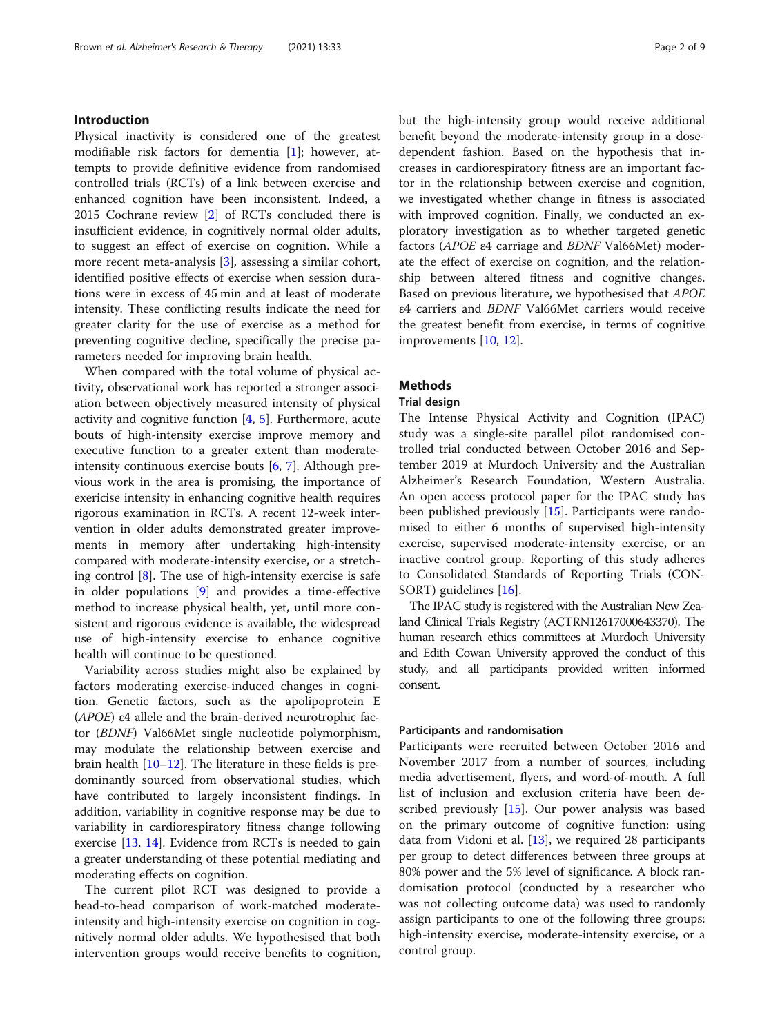## Introduction

Physical inactivity is considered one of the greatest modifiable risk factors for dementia [1]; however, attempts to provide definitive evidence from randomised controlled trials (RCTs) of a link between exercise and enhanced cognition have been inconsistent. Indeed, a 2015 Cochrane review [2] of RCTs concluded there is insufficient evidence, in cognitively normal older adults, to suggest an effect of exercise on cognition. While a more recent meta-analysis [3], assessing a similar cohort, identified positive effects of exercise when session durations were in excess of 45 min and at least of moderate intensity. These conflicting results indicate the need for greater clarity for the use of exercise as a method for preventing cognitive decline, specifically the precise parameters needed for improving brain health.

When compared with the total volume of physical activity, observational work has reported a stronger association between objectively measured intensity of physical activity and cognitive function [4, 5]. Furthermore, acute bouts of high-intensity exercise improve memory and executive function to a greater extent than moderate-intensity continuous exercise bouts [6, 7]. Although previous work in the area is promising, the importance of exericise intensity in enhancing cognitive health requires rigorous examination in RCTs. A recent 12-week intervention in older adults demonstrated greater improvements in memory after undertaking high-intensity compared with moderate-intensity exercise, or a stretching control [8]. The use of high-intensity exercise is safe in older populations [9] and provides a time-effective method to increase physical health, yet, until more consistent and rigorous evidence is available, the widespread use of high-intensity exercise to enhance cognitive health will continue to be questioned.

Variability across studies might also be explained by factors moderating exercise-induced changes in cognition. Genetic factors, such as the apolipoprotein E (*APOE*) ε4 allele and the brain-derived neurotrophic factor (*BDNF*) Val66Met single nucleotide polymorphism, may modulate the relationship between exercise and brain health [10–12]. The literature in these fields is predominantly sourced from observational studies, which have contributed to largely inconsistent findings. In addition, variability in cognitive response may be due to variability in cardiorespiratory fitness change following exercise [13, 14]. Evidence from RCTs is needed to gain a greater understanding of these potential mediating and moderating effects on cognition.

The current pilot RCT was designed to provide a head-to-head comparison of work-matched moderate-intensity and high-intensity exercise on cognition in cognitively normal older adults. We hypothesised that both intervention groups would receive benefits to cognition, but the high-intensity group would receive additional benefit beyond the moderate-intensity group in a dose-dependent fashion. Based on the hypothesis that increases in cardiorespiratory fitness are an important factor in the relationship between exercise and cognition, we investigated whether change in fitness is associated with improved cognition. Finally, we conducted an exploratory investigation as to whether targeted genetic factors (*APOE* ε4 carriage and *BDNF* Val66Met) moderate the effect of exercise on cognition, and the relationship between altered fitness and cognitive changes. Based on previous literature, we hypothesised that *APOE* ε4 carriers and *BDNF* Val66Met carriers would receive the greatest benefit from exercise, in terms of cognitive improvements [10, 12].

## Methods

### Trial design

The Intense Physical Activity and Cognition (IPAC) study was a single-site parallel pilot randomised controlled trial conducted between October 2016 and September 2019 at Murdoch University and the Australian Alzheimer's Research Foundation, Western Australia. An open access protocol paper for the IPAC study has been published previously [15]. Participants were randomised to either 6 months of supervised high-intensity exercise, supervised moderate-intensity exercise, or an inactive control group. Reporting of this study adheres to Consolidated Standards of Reporting Trials (CONSORT) guidelines [16].

The IPAC study is registered with the Australian New Zealand Clinical Trials Registry (ACTRN12617000643370). The human research ethics committees at Murdoch University and Edith Cowan University approved the conduct of this study, and all participants provided written informed consent.

### Participants and randomisation

Participants were recruited between October 2016 and November 2017 from a number of sources, including media advertisement, flyers, and word-of-mouth. A full list of inclusion and exclusion criteria have been described previously [15]. Our power analysis was based on the primary outcome of cognitive function: using data from Vidoni et al. [13], we required 28 participants per group to detect differences between three groups at 80% power and the 5% level of significance. A block randomisation protocol (conducted by a researcher who was not collecting outcome data) was used to randomly assign participants to one of the following three groups: high-intensity exercise, moderate-intensity exercise, or a control group.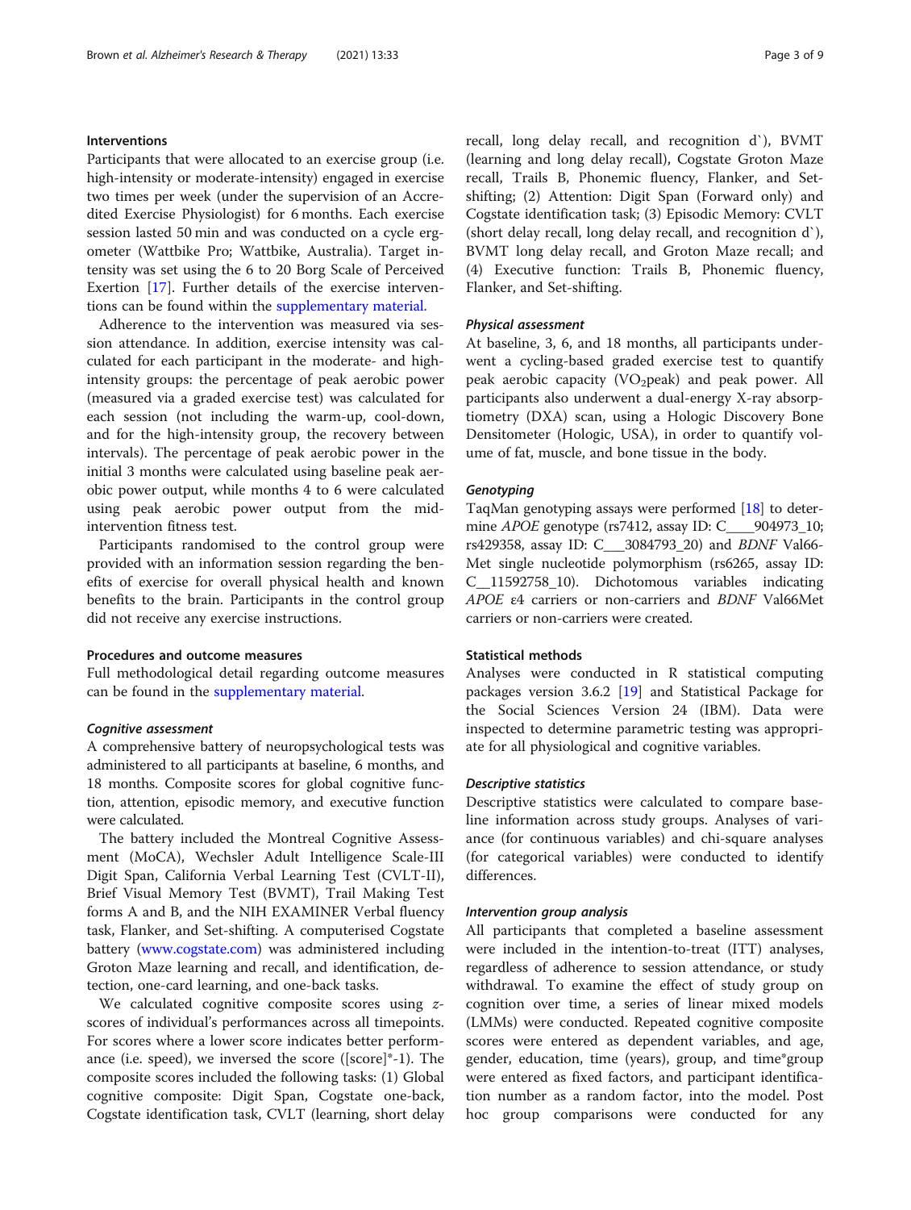### Interventions

Participants that were allocated to an exercise group (i.e. high-intensity or moderate-intensity) engaged in exercise two times per week (under the supervision of an Accredited Exercise Physiologist) for 6 months. Each exercise session lasted 50 min and was conducted on a cycle ergometer (Wattbike Pro; Wattbike, Australia). Target intensity was set using the 6 to 20 Borg Scale of Perceived Exertion [17]. Further details of the exercise interventions can be found within the supplementary material.

Adherence to the intervention was measured via session attendance. In addition, exercise intensity was calculated for each participant in the moderate- and high-intensity groups: the percentage of peak aerobic power (measured via a graded exercise test) was calculated for each session (not including the warm-up, cool-down, and for the high-intensity group, the recovery between intervals). The percentage of peak aerobic power in the initial 3 months were calculated using baseline peak aerobic power output, while months 4 to 6 were calculated using peak aerobic power output from the mid-intervention fitness test.

Participants randomised to the control group were provided with an information session regarding the benefits of exercise for overall physical health and known benefits to the brain. Participants in the control group did not receive any exercise instructions.

### Procedures and outcome measures

Full methodological detail regarding outcome measures can be found in the supplementary material.

#### *Cognitive assessment*

A comprehensive battery of neuropsychological tests was administered to all participants at baseline, 6 months, and 18 months. Composite scores for global cognitive function, attention, episodic memory, and executive function were calculated.

The battery included the Montreal Cognitive Assessment (MoCA), Wechsler Adult Intelligence Scale-III Digit Span, California Verbal Learning Test (CVLT-II), Brief Visual Memory Test (BVMT), Trail Making Test forms A and B, and the NIH EXAMINER Verbal fluency task, Flanker, and Set-shifting. A computerised Cogstate battery (www.cogstate.com) was administered including Groton Maze learning and recall, and identification, detection, one-card learning, and one-back tasks.

We calculated cognitive composite scores using *z*-scores of individual's performances across all timepoints. For scores where a lower score indicates better performance (i.e. speed), we inversed the score ([score]*-1). The composite scores included the following tasks: (1) Global cognitive composite: Digit Span, Cogstate one-back, Cogstate identification task, CVLT (learning, short delay recall, long delay recall, and recognition d`), BVMT (learning and long delay recall), Cogstate Groton Maze recall, Trails B, Phonemic fluency, Flanker, and Set-shifting; (2) Attention: Digit Span (Forward only) and Cogstate identification task; (3) Episodic Memory: CVLT (short delay recall, long delay recall, and recognition d`), BVMT long delay recall, and Groton Maze recall; and (4) Executive function: Trails B, Phonemic fluency, Flanker, and Set-shifting.

#### *Physical assessment*

At baseline, 3, 6, and 18 months, all participants underwent a cycling-based graded exercise test to quantify peak aerobic capacity ($VO_2$peak) and peak power. All participants also underwent a dual-energy X-ray absorptiometry (DXA) scan, using a Hologic Discovery Bone Densitometer (Hologic, USA), in order to quantify volume of fat, muscle, and bone tissue in the body.

#### *Genotyping*

TaqMan genotyping assays were performed [18] to determine *APOE* genotype (rs7412, assay ID: C____904973_10; rs429358, assay ID: C___3084793_20) and *BDNF* Val66-Met single nucleotide polymorphism (rs6265, assay ID: C__11592758_10). Dichotomous variables indicating *APOE* ε4 carriers or non-carriers and *BDNF* Val66Met carriers or non-carriers were created.

### Statistical methods

Analyses were conducted in R statistical computing packages version 3.6.2 [19] and Statistical Package for the Social Sciences Version 24 (IBM). Data were inspected to determine parametric testing was appropriate for all physiological and cognitive variables.

#### *Descriptive statistics*

Descriptive statistics were calculated to compare baseline information across study groups. Analyses of variance (for continuous variables) and chi-square analyses (for categorical variables) were conducted to identify differences.

#### *Intervention group analysis*

All participants that completed a baseline assessment were included in the intention-to-treat (ITT) analyses, regardless of adherence to session attendance, or study withdrawal. To examine the effect of study group on cognition over time, a series of linear mixed models (LMMs) were conducted. Repeated cognitive composite scores were entered as dependent variables, and age, gender, education, time (years), group, and time*group were entered as fixed factors, and participant identification number as a random factor, into the model. Post hoc group comparisons were conducted for any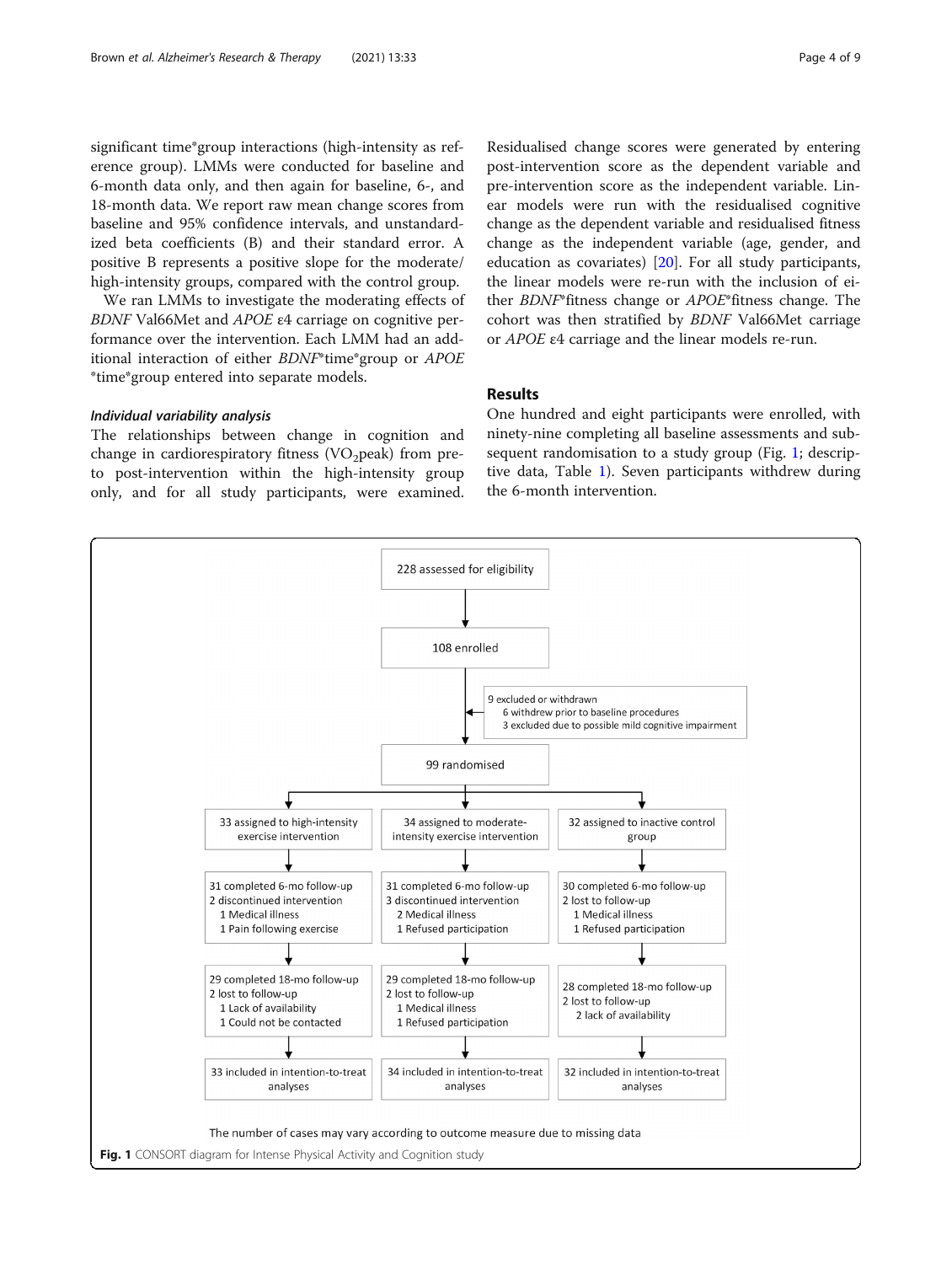significant time*group interactions (high-intensity as reference group). LMMs were conducted for baseline and 6-month data only, and then again for baseline, 6-, and 18-month data. We report raw mean change scores from baseline and 95% confidence intervals, and unstandardized beta coefficients (B) and their standard error. A positive B represents a positive slope for the moderate/high-intensity groups, compared with the control group.

We ran LMMs to investigate the moderating effects of *BDNF* Val66Met and *APOE* ε4 carriage on cognitive performance over the intervention. Each LMM had an additional interaction of either *BDNF**time*group or *APOE**time*group entered into separate models.

### *Individual variability analysis*

The relationships between change in cognition and change in cardiorespiratory fitness ($VO_2$peak) from pre- to post-intervention within the high-intensity group only, and for all study participants, were examined. Residualised change scores were generated by entering post-intervention score as the dependent variable and pre-intervention score as the independent variable. Linear models were run with the residualised cognitive change as the dependent variable and residualised fitness change as the independent variable (age, gender, and education as covariates) [20]. For all study participants, the linear models were re-run with the inclusion of either *BDNF**fitness change or *APOE**fitness change. The cohort was then stratified by *BDNF* Val66Met carriage or *APOE* ε4 carriage and the linear models re-run.

## Results

One hundred and eight participants were enrolled, with ninety-nine completing all baseline assessments and subsequent randomisation to a study group (Fig. 1; descriptive data, Table 1). Seven participants withdrew during the 6-month intervention.

228 assessed for eligibility

108 enrolled

9 excluded or withdrawn
- 6 withdrew prior to baseline procedures
- 3 excluded due to possible mild cognitive impairment

99 randomised

| High-intensity | Moderate-intensity | Inactive control |
|---|---|---|
| 33 assigned to high-intensity exercise intervention | 34 assigned to moderate-intensity exercise intervention | 32 assigned to inactive control group |
| 31 completed 6-mo follow-up<br>2 discontinued intervention<br>1 Medical illness<br>1 Pain following exercise | 31 completed 6-mo follow-up<br>3 discontinued intervention<br>2 Medical illness<br>1 Refused participation | 30 completed 6-mo follow-up<br>2 lost to follow-up<br>1 Medical illness<br>1 Refused participation |
| 29 completed 18-mo follow-up<br>2 lost to follow-up<br>1 Lack of availability<br>1 Could not be contacted | 29 completed 18-mo follow-up<br>2 lost to follow-up<br>1 Medical illness<br>1 Refused participation | 28 completed 18-mo follow-up<br>2 lost to follow-up<br>2 lack of availability |
| 33 included in intention-to-treat analyses | 34 included in intention-to-treat analyses | 32 included in intention-to-treat analyses |

The number of cases may vary according to outcome measure due to missing data

**Fig. 1** CONSORT diagram for Intense Physical Activity and Cognition study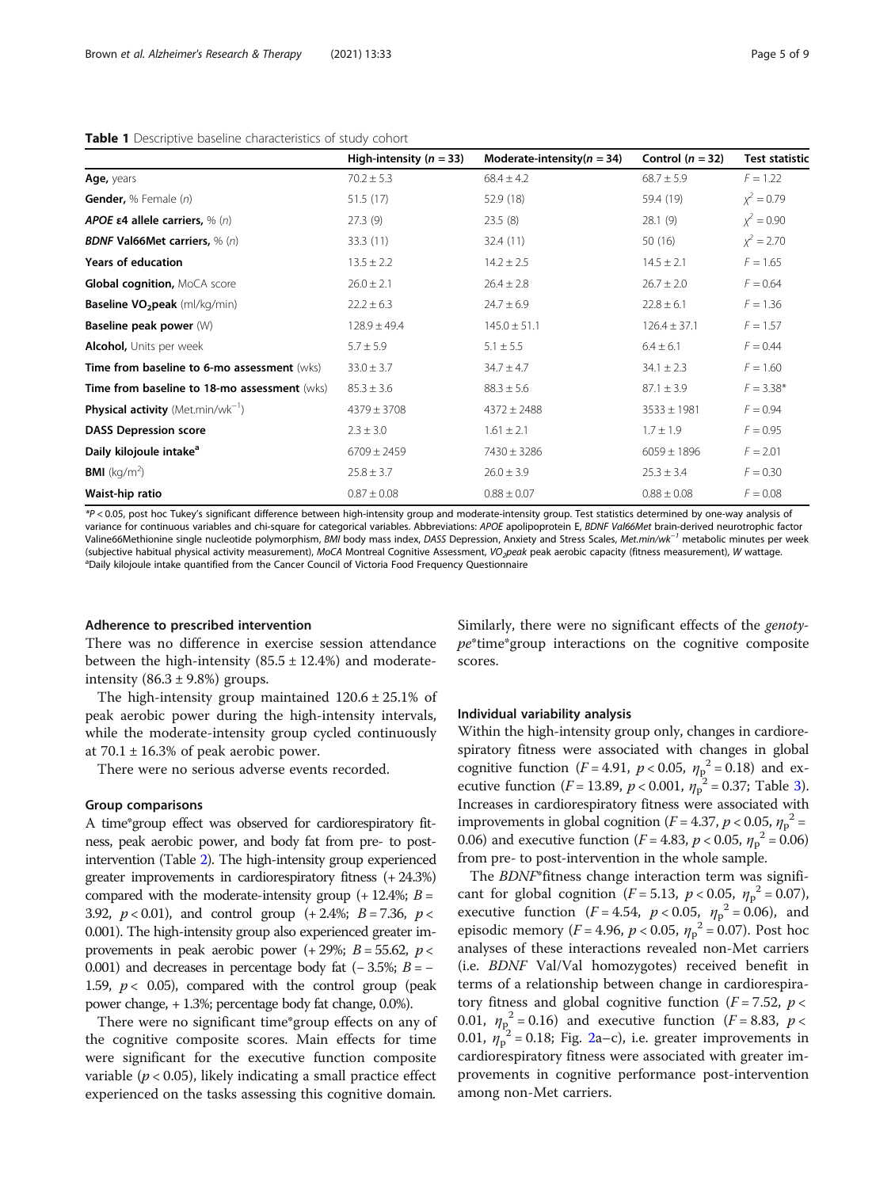**Table 1** Descriptive baseline characteristics of study cohort

| | High-intensity ($n = 33$) | Moderate-intensity($n = 34$) | Control ($n = 32$) | Test statistic |
|---|---|---|---|---|
| **Age,** years | 70.2 ± 5.3 | 68.4 ± 4.2 | 68.7 ± 5.9 | $F = 1.22$ |
| **Gender,** % Female (*n*) | 51.5 (17) | 52.9 (18) | 59.4 (19) | $\chi^2 = 0.79$ |
| ***APOE* ε4 allele carriers,** % (*n*) | 27.3 (9) | 23.5 (8) | 28.1 (9) | $\chi^2 = 0.90$ |
| ***BDNF* Val66Met carriers,** % (*n*) | 33.3 (11) | 32.4 (11) | 50 (16) | $\chi^2 = 2.70$ |
| **Years of education** | 13.5 ± 2.2 | 14.2 ± 2.5 | 14.5 ± 2.1 | $F = 1.65$ |
| **Global cognition,** MoCA score | 26.0 ± 2.1 | 26.4 ± 2.8 | 26.7 ± 2.0 | $F = 0.64$ |
| **Baseline $VO_2$peak** (ml/kg/min) | 22.2 ± 6.3 | 24.7 ± 6.9 | 22.8 ± 6.1 | $F = 1.36$ |
| **Baseline peak power** (W) | 128.9 ± 49.4 | 145.0 ± 51.1 | 126.4 ± 37.1 | $F = 1.57$ |
| **Alcohol,** Units per week | 5.7 ± 5.9 | 5.1 ± 5.5 | 6.4 ± 6.1 | $F = 0.44$ |
| **Time from baseline to 6-mo assessment** (wks) | 33.0 ± 3.7 | 34.7 ± 4.7 | 34.1 ± 2.3 | $F = 1.60$ |
| **Time from baseline to 18-mo assessment** (wks) | 85.3 ± 3.6 | 88.3 ± 5.6 | 87.1 ± 3.9 | $F = 3.38$* |
| **Physical activity** (Met.min/$wk^{-1}$) | 4379 ± 3708 | 4372 ± 2488 | 3533 ± 1981 | $F = 0.94$ |
| **DASS Depression score** | 2.3 ± 3.0 | 1.61 ± 2.1 | 1.7 ± 1.9 | $F = 0.95$ |
| **Daily kilojoule intake**[a] | 6709 ± 2459 | 7430 ± 3286 | 6059 ± 1896 | $F = 2.01$ |
| **BMI** ($kg/m^2$) | 25.8 ± 3.7 | 26.0 ± 3.9 | 25.3 ± 3.4 | $F = 0.30$ |
| **Waist-hip ratio** | 0.87 ± 0.08 | 0.88 ± 0.07 | 0.88 ± 0.08 | $F = 0.08$ |

*$P < 0.05$, post hoc Tukey's significant difference between high-intensity group and moderate-intensity group. Test statistics determined by one-way analysis of variance for continuous variables and chi-square for categorical variables. Abbreviations: *APOE* apolipoprotein E, *BDNF Val66Met* brain-derived neurotrophic factor Valine66Methionine single nucleotide polymorphism, *BMI* body mass index, *DASS* Depression, Anxiety and Stress Scales, *Met.min/wk*$^{-1}$ metabolic minutes per week (subjective habitual physical activity measurement), *MoCA* Montreal Cognitive Assessment, *$VO_2$peak* peak aerobic capacity (fitness measurement), *W* wattage.
[a]Daily kilojoule intake quantified from the Cancer Council of Victoria Food Frequency Questionnaire

### Adherence to prescribed intervention

There was no difference in exercise session attendance between the high-intensity (85.5 ± 12.4%) and moderate-intensity (86.3 ± 9.8%) groups.

The high-intensity group maintained 120.6 ± 25.1% of peak aerobic power during the high-intensity intervals, while the moderate-intensity group cycled continuously at 70.1 ± 16.3% of peak aerobic power.

There were no serious adverse events recorded.

### Group comparisons

A time*group effect was observed for cardiorespiratory fitness, peak aerobic power, and body fat from pre- to post-intervention (Table 2). The high-intensity group experienced greater improvements in cardiorespiratory fitness (+ 24.3%) compared with the moderate-intensity group (+ 12.4%; $B = 3.92$, $p < 0.01$), and control group (+ 2.4%; $B = 7.36$, $p < 0.001$). The high-intensity group also experienced greater improvements in peak aerobic power (+ 29%; $B = 55.62$, $p < 0.001$) and decreases in percentage body fat (− 3.5%; $B = -1.59$, $p < 0.05$), compared with the control group (peak power change, + 1.3%; percentage body fat change, 0.0%).

There were no significant time*group effects on any of the cognitive composite scores. Main effects for time were significant for the executive function composite variable ($p < 0.05$), likely indicating a small practice effect experienced on the tasks assessing this cognitive domain. Similarly, there were no significant effects of the *genotype**time*group interactions on the cognitive composite scores.

### Individual variability analysis

Within the high-intensity group only, changes in cardiorespiratory fitness were associated with changes in global cognitive function ($F = 4.91$, $p < 0.05$, $\eta_p^2 = 0.18$) and executive function ($F = 13.89$, $p < 0.001$, $\eta_p^2 = 0.37$; Table 3). Increases in cardiorespiratory fitness were associated with improvements in global cognition ($F = 4.37$, $p < 0.05$, $\eta_p^2 = 0.06$) and executive function ($F = 4.83$, $p < 0.05$, $\eta_p^2 = 0.06$) from pre- to post-intervention in the whole sample.

The *BDNF**fitness change interaction term was significant for global cognition ($F = 5.13$, $p < 0.05$, $\eta_p^2 = 0.07$), executive function ($F = 4.54$, $p < 0.05$, $\eta_p^2 = 0.06$), and episodic memory ($F = 4.96$, $p < 0.05$, $\eta_p^2 = 0.07$). Post hoc analyses of these interactions revealed non-Met carriers (i.e. *BDNF* Val/Val homozygotes) received benefit in terms of a relationship between change in cardiorespiratory fitness and global cognitive function ($F = 7.52$, $p < 0.01$, $\eta_p^2 = 0.16$) and executive function ($F = 8.83$, $p < 0.01$, $\eta_p^2 = 0.18$; Fig. 2a–c), i.e. greater improvements in cardiorespiratory fitness were associated with greater improvements in cognitive performance post-intervention among non-Met carriers.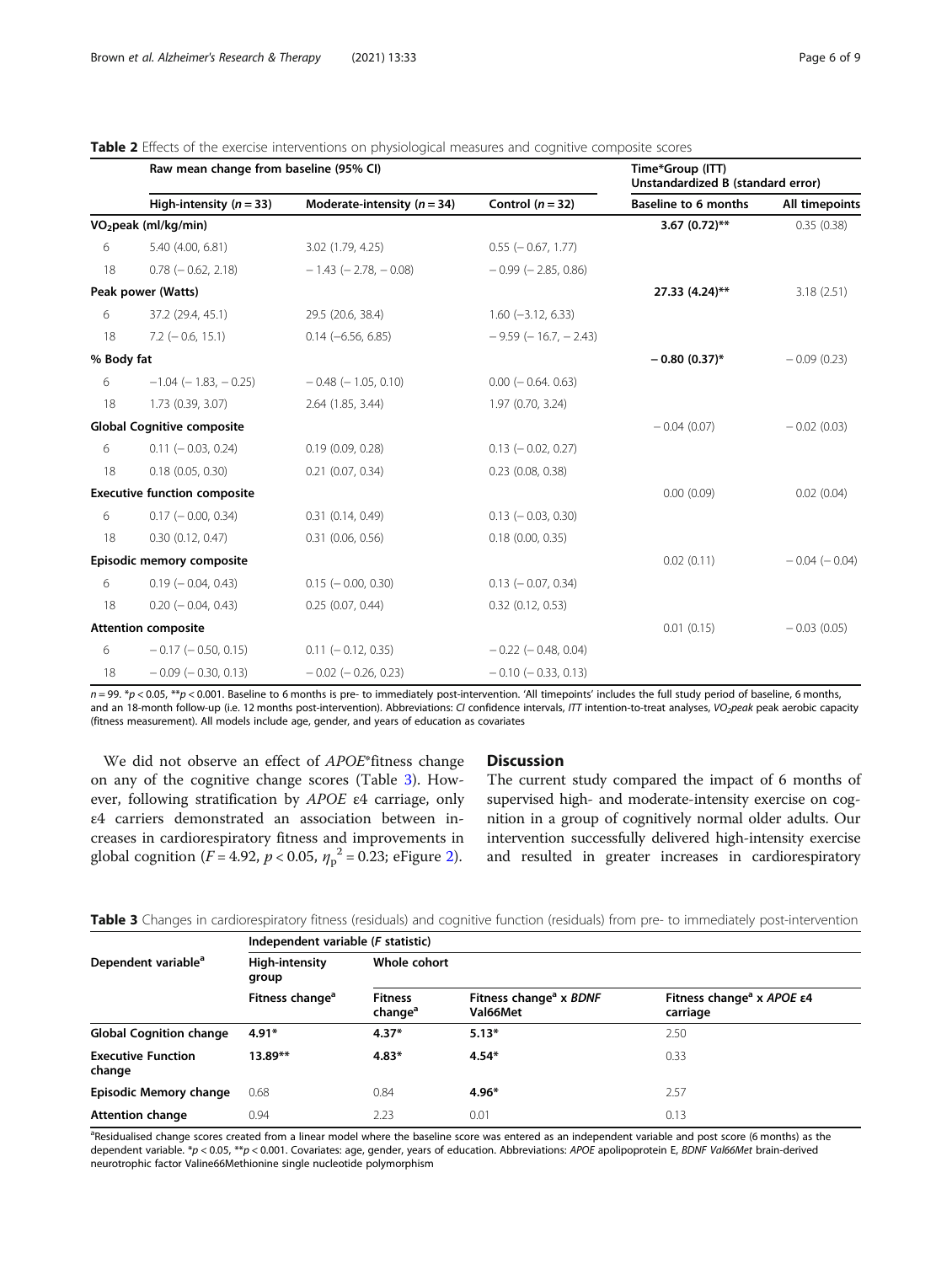**Table 2** Effects of the exercise interventions on physiological measures and cognitive composite scores

| | Raw mean change from baseline (95% CI) | | | Time*Group (ITT) Unstandardized B (standard error) | |
|---|---|---|---|---|---|
| | High-intensity ($n = 33$) | Moderate-intensity ($n = 34$) | Control ($n = 32$) | Baseline to 6 months | All timepoints |
| **$VO_2$peak (ml/kg/min)** | | | | **3.67 (0.72)**** | 0.35 (0.38) |
| 6 | 5.40 (4.00, 6.81) | 3.02 (1.79, 4.25) | 0.55 (− 0.67, 1.77) | | |
| 18 | 0.78 (− 0.62, 2.18) | − 1.43 (− 2.78, − 0.08) | − 0.99 (− 2.85, 0.86) | | |
| **Peak power (Watts)** | | | | **27.33 (4.24)**** | 3.18 (2.51) |
| 6 | 37.2 (29.4, 45.1) | 29.5 (20.6, 38.4) | 1.60 (−3.12, 6.33) | | |
| 18 | 7.2 (− 0.6, 15.1) | 0.14 (−6.56, 6.85) | − 9.59 (− 16.7, − 2.43) | | |
| **% Body fat** | | | | **− 0.80 (0.37)*** | − 0.09 (0.23) |
| 6 | −1.04 (− 1.83, − 0.25) | − 0.48 (− 1.05, 0.10) | 0.00 (− 0.64. 0.63) | | |
| 18 | 1.73 (0.39, 3.07) | 2.64 (1.85, 3.44) | 1.97 (0.70, 3.24) | | |
| **Global Cognitive composite** | | | | − 0.04 (0.07) | − 0.02 (0.03) |
| 6 | 0.11 (− 0.03, 0.24) | 0.19 (0.09, 0.28) | 0.13 (− 0.02, 0.27) | | |
| 18 | 0.18 (0.05, 0.30) | 0.21 (0.07, 0.34) | 0.23 (0.08, 0.38) | | |
| **Executive function composite** | | | | 0.00 (0.09) | 0.02 (0.04) |
| 6 | 0.17 (− 0.00, 0.34) | 0.31 (0.14, 0.49) | 0.13 (− 0.03, 0.30) | | |
| 18 | 0.30 (0.12, 0.47) | 0.31 (0.06, 0.56) | 0.18 (0.00, 0.35) | | |
| **Episodic memory composite** | | | | 0.02 (0.11) | − 0.04 (− 0.04) |
| 6 | 0.19 (− 0.04, 0.43) | 0.15 (− 0.00, 0.30) | 0.13 (− 0.07, 0.34) | | |
| 18 | 0.20 (− 0.04, 0.43) | 0.25 (0.07, 0.44) | 0.32 (0.12, 0.53) | | |
| **Attention composite** | | | | 0.01 (0.15) | − 0.03 (0.05) |
| 6 | − 0.17 (− 0.50, 0.15) | 0.11 (− 0.12, 0.35) | − 0.22 (− 0.48, 0.04) | | |
| 18 | − 0.09 (− 0.30, 0.13) | − 0.02 (− 0.26, 0.23) | − 0.10 (− 0.33, 0.13) | | |

$n = 99$. *$p < 0.05$, **$p < 0.001$. Baseline to 6 months is pre- to immediately post-intervention. 'All timepoints' includes the full study period of baseline, 6 months, and an 18-month follow-up (i.e. 12 months post-intervention). Abbreviations: *CI* confidence intervals, *ITT* intention-to-treat analyses, *$VO_2$peak* peak aerobic capacity (fitness measurement). All models include age, gender, and years of education as covariates

We did not observe an effect of *APOE**fitness change on any of the cognitive change scores (Table 3). However, following stratification by *APOE* ε4 carriage, only ε4 carriers demonstrated an association between increases in cardiorespiratory fitness and improvements in global cognition ($F = 4.92$, $p < 0.05$, $\eta_p^2 = 0.23$; eFigure 2).

## Discussion

The current study compared the impact of 6 months of supervised high- and moderate-intensity exercise on cognition in a group of cognitively normal older adults. Our intervention successfully delivered high-intensity exercise and resulted in greater increases in cardiorespiratory

**Table 3** Changes in cardiorespiratory fitness (residuals) and cognitive function (residuals) from pre- to immediately post-intervention

| Dependent variable[a] | Independent variable (*F* statistic) | | | |
|---|---|---|---|---|
| | High-intensity group | Whole cohort | | |
| | Fitness change[a] | Fitness change[a] | Fitness change[a] x *BDNF* Val66Met | Fitness change[a] x *APOE* ε4 carriage |
| **Global Cognition change** | **4.91*** | **4.37*** | **5.13*** | 2.50 |
| **Executive Function change** | **13.89**** | **4.83*** | **4.54*** | 0.33 |
| **Episodic Memory change** | 0.68 | 0.84 | **4.96*** | 2.57 |
| **Attention change** | 0.94 | 2.23 | 0.01 | 0.13 |

[a]Residualised change scores created from a linear model where the baseline score was entered as an independent variable and post score (6 months) as the dependent variable. *$p < 0.05$, **$p < 0.001$. Covariates: age, gender, years of education. Abbreviations: *APOE* apolipoprotein E, *BDNF Val66Met* brain-derived neurotrophic factor Valine66Methionine single nucleotide polymorphism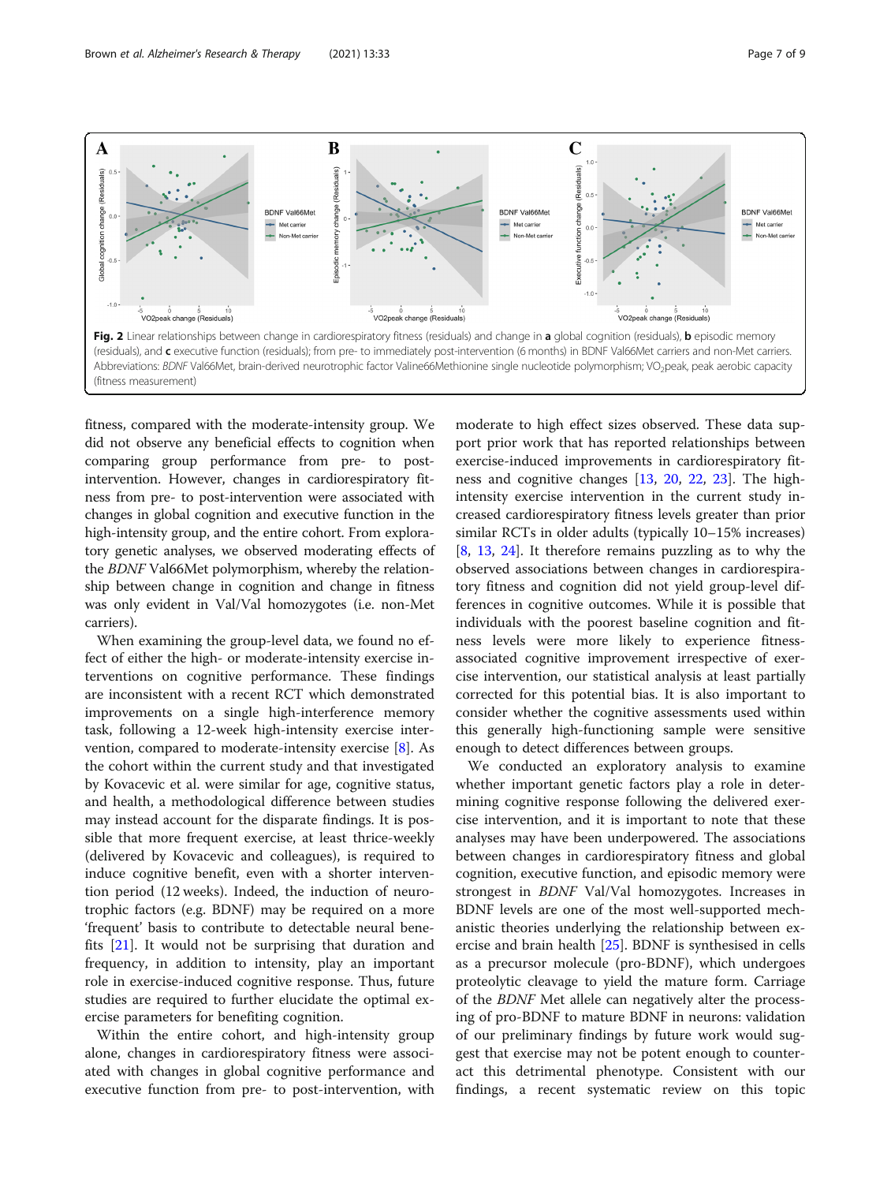**Fig. 2** Linear relationships between change in cardiorespiratory fitness (residuals) and change in **a** global cognition (residuals), **b** episodic memory (residuals), and **c** executive function (residuals); from pre- to immediately post-intervention (6 months) in BDNF Val66Met carriers and non-Met carriers. Abbreviations: *BDNF* Val66Met, brain-derived neurotrophic factor Valine66Methionine single nucleotide polymorphism; $VO_2$peak, peak aerobic capacity (fitness measurement)

fitness, compared with the moderate-intensity group. We did not observe any beneficial effects to cognition when comparing group performance from pre- to post-intervention. However, changes in cardiorespiratory fitness from pre- to post-intervention were associated with changes in global cognition and executive function in the high-intensity group, and the entire cohort. From exploratory genetic analyses, we observed moderating effects of the *BDNF* Val66Met polymorphism, whereby the relationship between change in cognition and change in fitness was only evident in Val/Val homozygotes (i.e. non-Met carriers).

When examining the group-level data, we found no effect of either the high- or moderate-intensity exercise interventions on cognitive performance. These findings are inconsistent with a recent RCT which demonstrated improvements on a single high-interference memory task, following a 12-week high-intensity exercise intervention, compared to moderate-intensity exercise [8]. As the cohort within the current study and that investigated by Kovacevic et al. were similar for age, cognitive status, and health, a methodological difference between studies may instead account for the disparate findings. It is possible that more frequent exercise, at least thrice-weekly (delivered by Kovacevic and colleagues), is required to induce cognitive benefit, even with a shorter intervention period (12 weeks). Indeed, the induction of neurotrophic factors (e.g. BDNF) may be required on a more 'frequent' basis to contribute to detectable neural benefits [21]. It would not be surprising that duration and frequency, in addition to intensity, play an important role in exercise-induced cognitive response. Thus, future studies are required to further elucidate the optimal exercise parameters for benefiting cognition.

Within the entire cohort, and high-intensity group alone, changes in cardiorespiratory fitness were associated with changes in global cognitive performance and executive function from pre- to post-intervention, with moderate to high effect sizes observed. These data support prior work that has reported relationships between exercise-induced improvements in cardiorespiratory fitness and cognitive changes [13, 20, 22, 23]. The high-intensity exercise intervention in the current study increased cardiorespiratory fitness levels greater than prior similar RCTs in older adults (typically 10–15% increases) [8, 13, 24]. It therefore remains puzzling as to why the observed associations between changes in cardiorespiratory fitness and cognition did not yield group-level differences in cognitive outcomes. While it is possible that individuals with the poorest baseline cognition and fitness levels were more likely to experience fitness-associated cognitive improvement irrespective of exercise intervention, our statistical analysis at least partially corrected for this potential bias. It is also important to consider whether the cognitive assessments used within this generally high-functioning sample were sensitive enough to detect differences between groups.

We conducted an exploratory analysis to examine whether important genetic factors play a role in determining cognitive response following the delivered exercise intervention, and it is important to note that these analyses may have been underpowered. The associations between changes in cardiorespiratory fitness and global cognition, executive function, and episodic memory were strongest in *BDNF* Val/Val homozygotes. Increases in BDNF levels are one of the most well-supported mechanistic theories underlying the relationship between exercise and brain health [25]. BDNF is synthesised in cells as a precursor molecule (pro-BDNF), which undergoes proteolytic cleavage to yield the mature form. Carriage of the *BDNF* Met allele can negatively alter the processing of pro-BDNF to mature BDNF in neurons: validation of our preliminary findings by future work would suggest that exercise may not be potent enough to counteract this detrimental phenotype. Consistent with our findings, a recent systematic review on this topic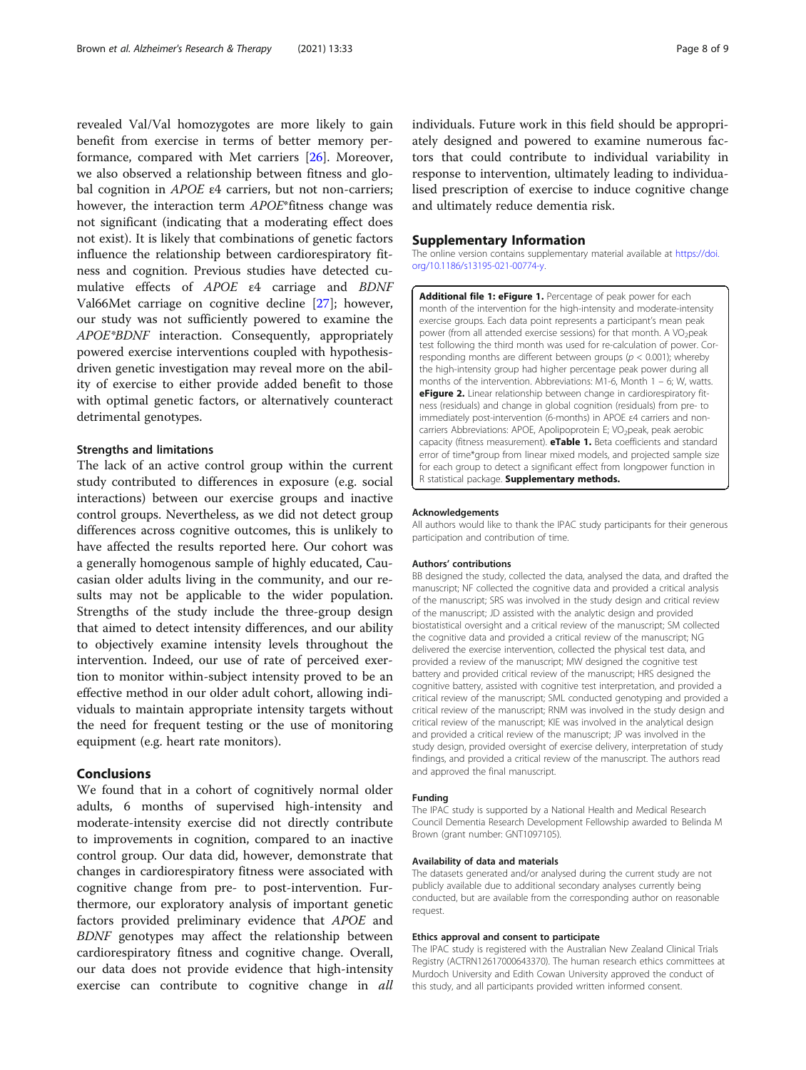revealed Val/Val homozygotes are more likely to gain benefit from exercise in terms of better memory performance, compared with Met carriers [26]. Moreover, we also observed a relationship between fitness and global cognition in *APOE* ε4 carriers, but not non-carriers; however, the interaction term *APOE*\*fitness change was not significant (indicating that a moderating effect does not exist). It is likely that combinations of genetic factors influence the relationship between cardiorespiratory fitness and cognition. Previous studies have detected cumulative effects of *APOE* ε4 carriage and *BDNF* Val66Met carriage on cognitive decline [27]; however, our study was not sufficiently powered to examine the *APOE*\*BDNF* interaction. Consequently, appropriately powered exercise interventions coupled with hypothesis-driven genetic investigation may reveal more on the ability of exercise to either provide added benefit to those with optimal genetic factors, or alternatively counteract detrimental genotypes.

### Strengths and limitations

The lack of an active control group within the current study contributed to differences in exposure (e.g. social interactions) between our exercise groups and inactive control groups. Nevertheless, as we did not detect group differences across cognitive outcomes, this is unlikely to have affected the results reported here. Our cohort was a generally homogenous sample of highly educated, Caucasian older adults living in the community, and our results may not be applicable to the wider population. Strengths of the study include the three-group design that aimed to detect intensity differences, and our ability to objectively examine intensity levels throughout the intervention. Indeed, our use of rate of perceived exertion to monitor within-subject intensity proved to be an effective method in our older adult cohort, allowing individuals to maintain appropriate intensity targets without the need for frequent testing or the use of monitoring equipment (e.g. heart rate monitors).

## Conclusions

We found that in a cohort of cognitively normal older adults, 6 months of supervised high-intensity and moderate-intensity exercise did not directly contribute to improvements in cognition, compared to an inactive control group. Our data did, however, demonstrate that changes in cardiorespiratory fitness were associated with cognitive change from pre- to post-intervention. Furthermore, our exploratory analysis of important genetic factors provided preliminary evidence that *APOE* and *BDNF* genotypes may affect the relationship between cardiorespiratory fitness and cognitive change. Overall, our data does not provide evidence that high-intensity exercise can contribute to cognitive change in *all* individuals. Future work in this field should be appropriately designed and powered to examine numerous factors that could contribute to individual variability in response to intervention, ultimately leading to individualised prescription of exercise to induce cognitive change and ultimately reduce dementia risk.

## Supplementary Information

The online version contains supplementary material available at https://doi.org/10.1186/s13195-021-00774-y.

**Additional file 1: eFigure 1.** Percentage of peak power for each month of the intervention for the high-intensity and moderate-intensity exercise groups. Each data point represents a participant's mean peak power (from all attended exercise sessions) for that month. A $VO_2$peak test following the third month was used for re-calculation of power. Corresponding months are different between groups ($p < 0.001$); whereby the high-intensity group had higher percentage peak power during all months of the intervention. Abbreviations: M1-6, Month 1 – 6; W, watts. **eFigure 2.** Linear relationship between change in cardiorespiratory fitness (residuals) and change in global cognition (residuals) from pre- to immediately post-intervention (6-months) in APOE ε4 carriers and non-carriers Abbreviations: APOE, Apolipoprotein E; $VO_2$peak, peak aerobic capacity (fitness measurement). **eTable 1.** Beta coefficients and standard error of time\*group from linear mixed models, and projected sample size for each group to detect a significant effect from longpower function in R statistical package. **Supplementary methods.**

#### Acknowledgements

All authors would like to thank the IPAC study participants for their generous participation and contribution of time.

#### Authors' contributions

BB designed the study, collected the data, analysed the data, and drafted the manuscript; NF collected the cognitive data and provided a critical analysis of the manuscript; SRS was involved in the study design and critical review of the manuscript; JD assisted with the analytic design and provided biostatistical oversight and a critical review of the manuscript; SM collected the cognitive data and provided a critical review of the manuscript; NG delivered the exercise intervention, collected the physical test data, and provided a review of the manuscript; MW designed the cognitive test battery and provided critical review of the manuscript; HRS designed the cognitive battery, assisted with cognitive test interpretation, and provided a critical review of the manuscript; SML conducted genotyping and provided a critical review of the manuscript; RNM was involved in the study design and critical review of the manuscript; KIE was involved in the analytical design and provided a critical review of the manuscript; JP was involved in the study design, provided oversight of exercise delivery, interpretation of study findings, and provided a critical review of the manuscript. The authors read and approved the final manuscript.

#### Funding

The IPAC study is supported by a National Health and Medical Research Council Dementia Research Development Fellowship awarded to Belinda M Brown (grant number: GNT1097105).

#### Availability of data and materials

The datasets generated and/or analysed during the current study are not publicly available due to additional secondary analyses currently being conducted, but are available from the corresponding author on reasonable request.

#### Ethics approval and consent to participate

The IPAC study is registered with the Australian New Zealand Clinical Trials Registry (ACTRN12617000643370). The human research ethics committees at Murdoch University and Edith Cowan University approved the conduct of this study, and all participants provided written informed consent.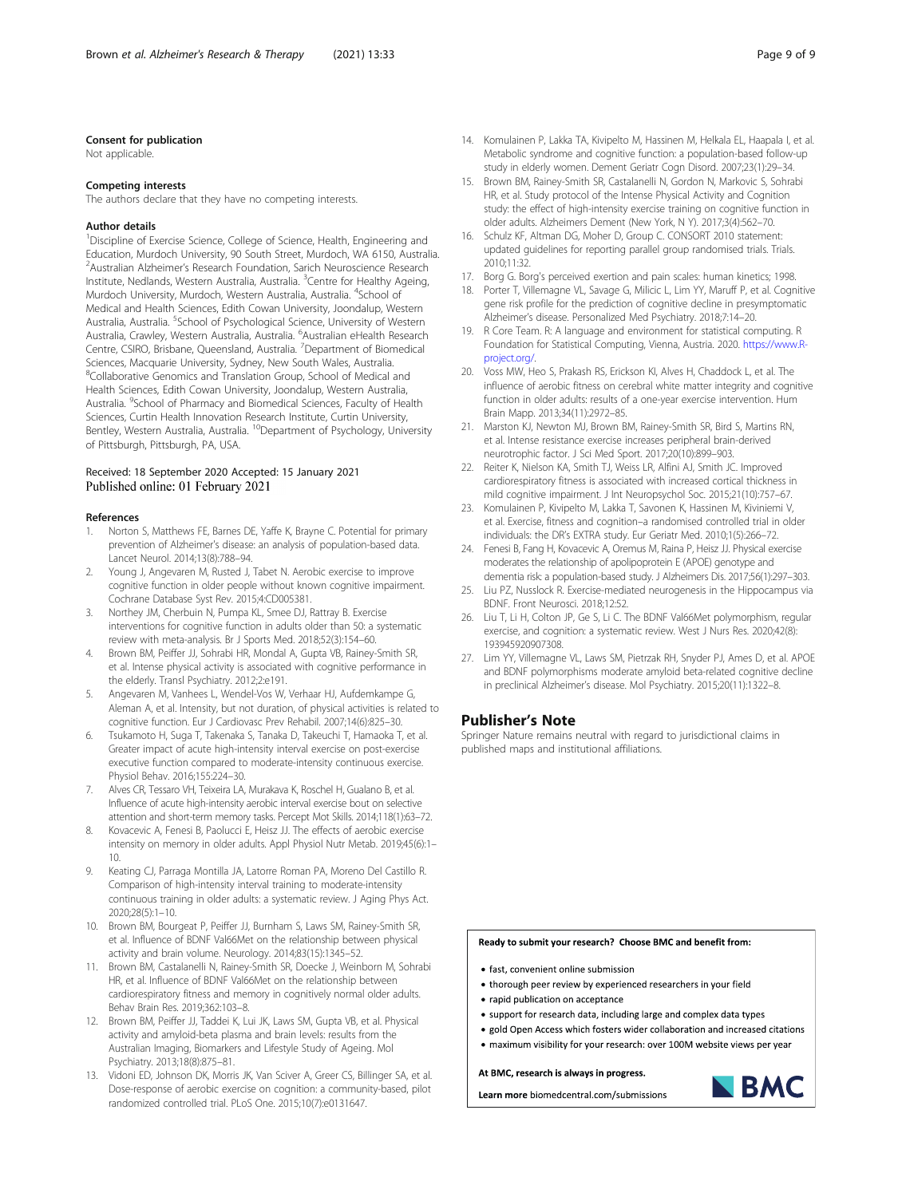### Consent for publication

Not applicable.

### Competing interests

The authors declare that they have no competing interests.

### Author details

[1]Discipline of Exercise Science, College of Science, Health, Engineering and Education, Murdoch University, 90 South Street, Murdoch, WA 6150, Australia. [2]Australian Alzheimer's Research Foundation, Sarich Neuroscience Research Institute, Nedlands, Western Australia, Australia. [3]Centre for Healthy Ageing, Murdoch University, Murdoch, Western Australia, Australia. [4]School of Medical and Health Sciences, Edith Cowan University, Joondalup, Western Australia, Australia. [5]School of Psychological Science, University of Western Australia, Crawley, Western Australia, Australia. [6]Australian eHealth Research Centre, CSIRO, Brisbane, Queensland, Australia. [7]Department of Biomedical Sciences, Macquarie University, Sydney, New South Wales, Australia. [8]Collaborative Genomics and Translation Group, School of Medical and Health Sciences, Edith Cowan University, Joondalup, Western Australia, Australia. [9]School of Pharmacy and Biomedical Sciences, Faculty of Health Sciences, Curtin Health Innovation Research Institute, Curtin University, Bentley, Western Australia, Australia. [10]Department of Psychology, University of Pittsburgh, Pittsburgh, PA, USA.

Received: 18 September 2020 Accepted: 15 January 2021
Published online: 01 February 2021

### References

1. Norton S, Matthews FE, Barnes DE, Yaffe K, Brayne C. Potential for primary prevention of Alzheimer's disease: an analysis of population-based data. Lancet Neurol. 2014;13(8):788–94.
2. Young J, Angevaren M, Rusted J, Tabet N. Aerobic exercise to improve cognitive function in older people without known cognitive impairment. Cochrane Database Syst Rev. 2015;4:CD005381.
3. Northey JM, Cherbuin N, Pumpa KL, Smee DJ, Rattray B. Exercise interventions for cognitive function in adults older than 50: a systematic review with meta-analysis. Br J Sports Med. 2018;52(3):154–60.
4. Brown BM, Peiffer JJ, Sohrabi HR, Mondal A, Gupta VB, Rainey-Smith SR, et al. Intense physical activity is associated with cognitive performance in the elderly. Transl Psychiatry. 2012;2:e191.
5. Angevaren M, Vanhees L, Wendel-Vos W, Verhaar HJ, Aufdemkampe G, Aleman A, et al. Intensity, but not duration, of physical activities is related to cognitive function. Eur J Cardiovasc Prev Rehabil. 2007;14(6):825–30.
6. Tsukamoto H, Suga T, Takenaka S, Tanaka D, Takeuchi T, Hamaoka T, et al. Greater impact of acute high-intensity interval exercise on post-exercise executive function compared to moderate-intensity continuous exercise. Physiol Behav. 2016;155:224–30.
7. Alves CR, Tessaro VH, Teixeira LA, Murakava K, Roschel H, Gualano B, et al. Influence of acute high-intensity aerobic interval exercise bout on selective attention and short-term memory tasks. Percept Mot Skills. 2014;118(1):63–72.
8. Kovacevic A, Fenesi B, Paolucci E, Heisz JJ. The effects of aerobic exercise intensity on memory in older adults. Appl Physiol Nutr Metab. 2019;45(6):1–10.
9. Keating CJ, Parraga Montilla JA, Latorre Roman PA, Moreno Del Castillo R. Comparison of high-intensity interval training to moderate-intensity continuous training in older adults: a systematic review. J Aging Phys Act. 2020;28(5):1–10.
10. Brown BM, Bourgeat P, Peiffer JJ, Burnham S, Laws SM, Rainey-Smith SR, et al. Influence of BDNF Val66Met on the relationship between physical activity and brain volume. Neurology. 2014;83(15):1345–52.
11. Brown BM, Castalanelli N, Rainey-Smith SR, Doecke J, Weinborn M, Sohrabi HR, et al. Influence of BDNF Val66Met on the relationship between cardiorespiratory fitness and memory in cognitively normal older adults. Behav Brain Res. 2019;362:103–8.
12. Brown BM, Peiffer JJ, Taddei K, Lui JK, Laws SM, Gupta VB, et al. Physical activity and amyloid-beta plasma and brain levels: results from the Australian Imaging, Biomarkers and Lifestyle Study of Ageing. Mol Psychiatry. 2013;18(8):875–81.
13. Vidoni ED, Johnson DK, Morris JK, Van Sciver A, Greer CS, Billinger SA, et al. Dose-response of aerobic exercise on cognition: a community-based, pilot randomized controlled trial. PLoS One. 2015;10(7):e0131647.
14. Komulainen P, Lakka TA, Kivipelto M, Hassinen M, Helkala EL, Haapala I, et al. Metabolic syndrome and cognitive function: a population-based follow-up study in elderly women. Dement Geriatr Cogn Disord. 2007;23(1):29–34.
15. Brown BM, Rainey-Smith SR, Castalanelli N, Gordon N, Markovic S, Sohrabi HR, et al. Study protocol of the Intense Physical Activity and Cognition study: the effect of high-intensity exercise training on cognitive function in older adults. Alzheimers Dement (New York, N Y). 2017;3(4):562–70.
16. Schulz KF, Altman DG, Moher D, Group C. CONSORT 2010 statement: updated guidelines for reporting parallel group randomised trials. Trials. 2010;11:32.
17. Borg G. Borg's perceived exertion and pain scales: human kinetics; 1998.
18. Porter T, Villemagne VL, Savage G, Milicic L, Lim YY, Maruff P, et al. Cognitive gene risk profile for the prediction of cognitive decline in presymptomatic Alzheimer's disease. Personalized Med Psychiatry. 2018;7:14–20.
19. R Core Team. R: A language and environment for statistical computing. R Foundation for Statistical Computing, Vienna, Austria. 2020. https://www.R-project.org/.
20. Voss MW, Heo S, Prakash RS, Erickson KI, Alves H, Chaddock L, et al. The influence of aerobic fitness on cerebral white matter integrity and cognitive function in older adults: results of a one-year exercise intervention. Hum Brain Mapp. 2013;34(11):2972–85.
21. Marston KJ, Newton MJ, Brown BM, Rainey-Smith SR, Bird S, Martins RN, et al. Intense resistance exercise increases peripheral brain-derived neurotrophic factor. J Sci Med Sport. 2017;20(10):899–903.
22. Reiter K, Nielson KA, Smith TJ, Weiss LR, Alfini AJ, Smith JC. Improved cardiorespiratory fitness is associated with increased cortical thickness in mild cognitive impairment. J Int Neuropsychol Soc. 2015;21(10):757–67.
23. Komulainen P, Kivipelto M, Lakka T, Savonen K, Hassinen M, Kiviniemi V, et al. Exercise, fitness and cognition–a randomised controlled trial in older individuals: the DR's EXTRA study. Eur Geriatr Med. 2010;1(5):266–72.
24. Fenesi B, Fang H, Kovacevic A, Oremus M, Raina P, Heisz JJ. Physical exercise moderates the relationship of apolipoprotein E (APOE) genotype and dementia risk: a population-based study. J Alzheimers Dis. 2017;56(1):297–303.
25. Liu PZ, Nusslock R. Exercise-mediated neurogenesis in the Hippocampus via BDNF. Front Neurosci. 2018;12:52.
26. Liu T, Li H, Colton JP, Ge S, Li C. The BDNF Val66Met polymorphism, regular exercise, and cognition: a systematic review. West J Nurs Res. 2020;42(8):193945920907308.
27. Lim YY, Villemagne VL, Laws SM, Pietrzak RH, Snyder PJ, Ames D, et al. APOE and BDNF polymorphisms moderate amyloid beta-related cognitive decline in preclinical Alzheimer's disease. Mol Psychiatry. 2015;20(11):1322–8.

## Publisher's Note

Springer Nature remains neutral with regard to jurisdictional claims in published maps and institutional affiliations.

**Ready to submit your research? Choose BMC and benefit from:**

- fast, convenient online submission
- thorough peer review by experienced researchers in your field
- rapid publication on acceptance
- support for research data, including large and complex data types
- gold Open Access which fosters wider collaboration and increased citations
- maximum visibility for your research: over 100M website views per year

**At BMC, research is always in progress.**

**Learn more** biomedcentral.com/submissions